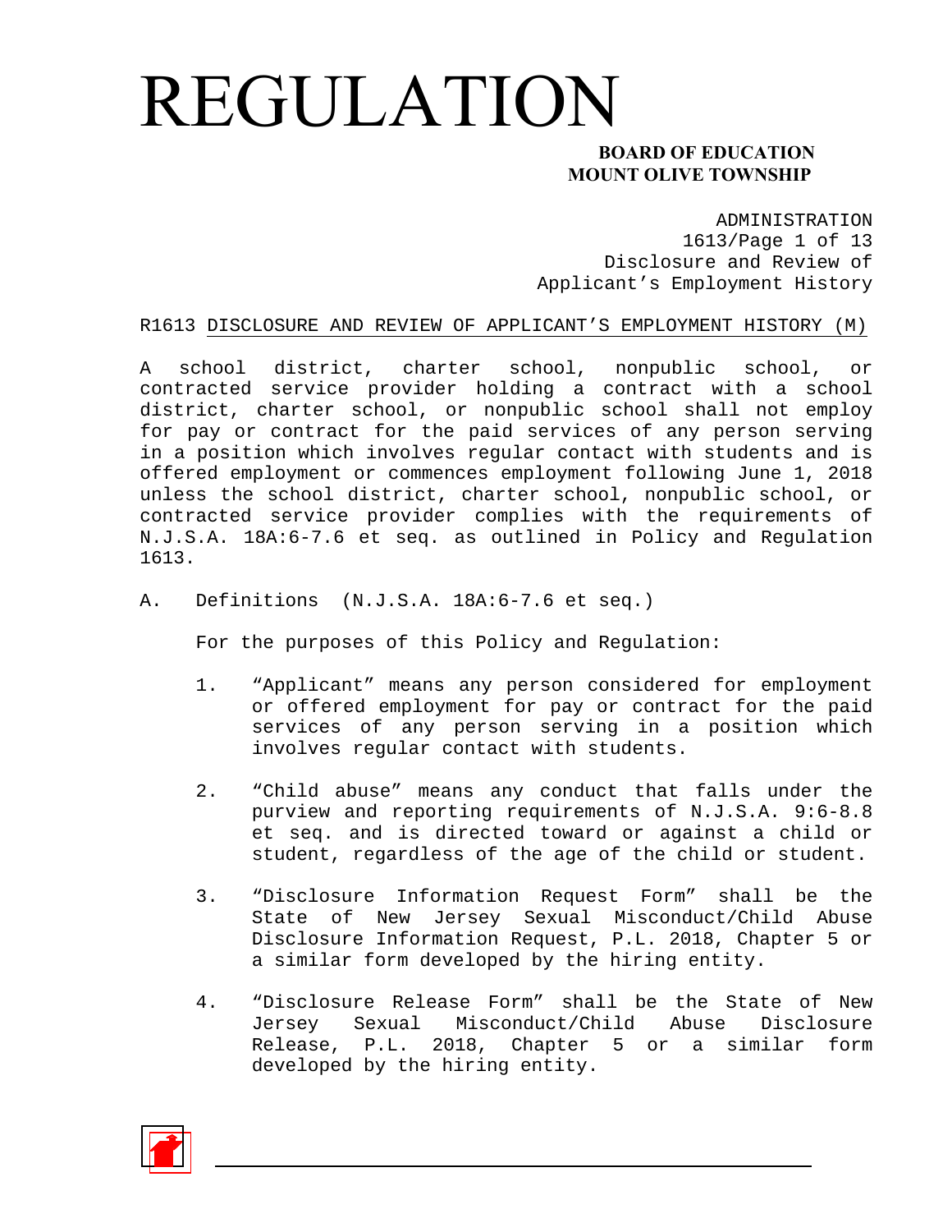# REGULATION

**BOARD OF EDUCATION**
**MOUNT OLIVE TOWNSHIP**

ADMINISTRATION
1613/Page 1 of 13
Disclosure and Review of
Applicant's Employment History

## R1613 DISCLOSURE AND REVIEW OF APPLICANT'S EMPLOYMENT HISTORY (M)

A school district, charter school, nonpublic school, or contracted service provider holding a contract with a school district, charter school, or nonpublic school shall not employ for pay or contract for the paid services of any person serving in a position which involves regular contact with students and is offered employment or commences employment following June 1, 2018 unless the school district, charter school, nonpublic school, or contracted service provider complies with the requirements of N.J.S.A. 18A:6-7.6 et seq. as outlined in Policy and Regulation 1613.

A. Definitions (N.J.S.A. 18A:6-7.6 et seq.)

   For the purposes of this Policy and Regulation:

   1. "Applicant" means any person considered for employment or offered employment for pay or contract for the paid services of any person serving in a position which involves regular contact with students.

   2. "Child abuse" means any conduct that falls under the purview and reporting requirements of N.J.S.A. 9:6-8.8 et seq. and is directed toward or against a child or student, regardless of the age of the child or student.

   3. "Disclosure Information Request Form" shall be the State of New Jersey Sexual Misconduct/Child Abuse Disclosure Information Request, P.L. 2018, Chapter 5 or a similar form developed by the hiring entity.

   4. "Disclosure Release Form" shall be the State of New Jersey Sexual Misconduct/Child Abuse Disclosure Release, P.L. 2018, Chapter 5 or a similar form developed by the hiring entity.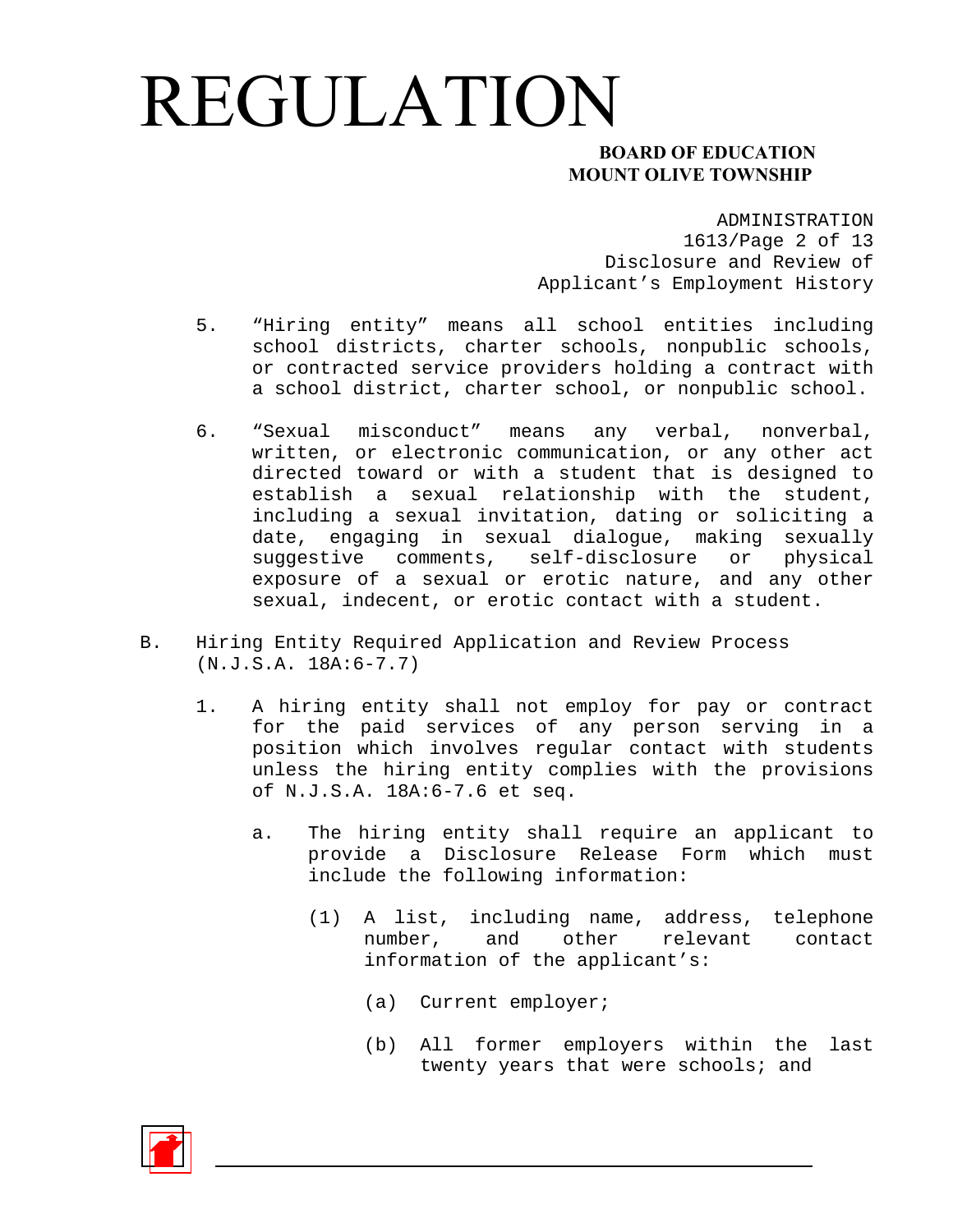5. "Hiring entity" means all school entities including school districts, charter schools, nonpublic schools, or contracted service providers holding a contract with a school district, charter school, or nonpublic school.

6. "Sexual misconduct" means any verbal, nonverbal, written, or electronic communication, or any other act directed toward or with a student that is designed to establish a sexual relationship with the student, including a sexual invitation, dating or soliciting a date, engaging in sexual dialogue, making sexually suggestive comments, self-disclosure or physical exposure of a sexual or erotic nature, and any other sexual, indecent, or erotic contact with a student.

B. Hiring Entity Required Application and Review Process (N.J.S.A. 18A:6-7.7)

1. A hiring entity shall not employ for pay or contract for the paid services of any person serving in a position which involves regular contact with students unless the hiring entity complies with the provisions of N.J.S.A. 18A:6-7.6 et seq.

    a. The hiring entity shall require an applicant to provide a Disclosure Release Form which must include the following information:

        (1) A list, including name, address, telephone number, and other relevant contact information of the applicant's:

            (a) Current employer;

            (b) All former employers within the last twenty years that were schools; and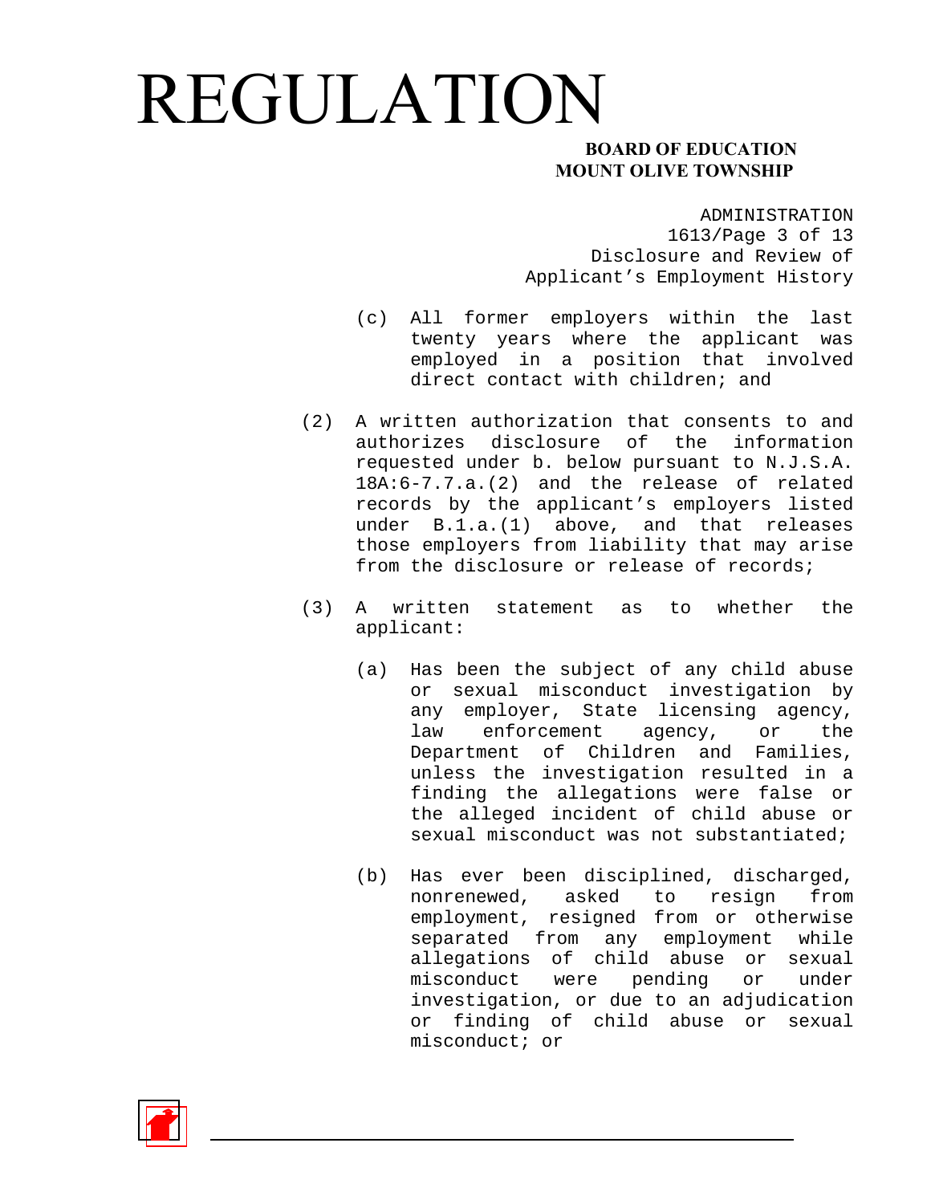(c) All former employers within the last twenty years where the applicant was employed in a position that involved direct contact with children; and

(2) A written authorization that consents to and authorizes disclosure of the information requested under b. below pursuant to N.J.S.A. 18A:6-7.7.a.(2) and the release of related records by the applicant's employers listed under B.1.a.(1) above, and that releases those employers from liability that may arise from the disclosure or release of records;

(3) A written statement as to whether the applicant:

   (a) Has been the subject of any child abuse or sexual misconduct investigation by any employer, State licensing agency, law enforcement agency, or the Department of Children and Families, unless the investigation resulted in a finding the allegations were false or the alleged incident of child abuse or sexual misconduct was not substantiated;

   (b) Has ever been disciplined, discharged, nonrenewed, asked to resign from employment, resigned from or otherwise separated from any employment while allegations of child abuse or sexual misconduct were pending or under investigation, or due to an adjudication or finding of child abuse or sexual misconduct; or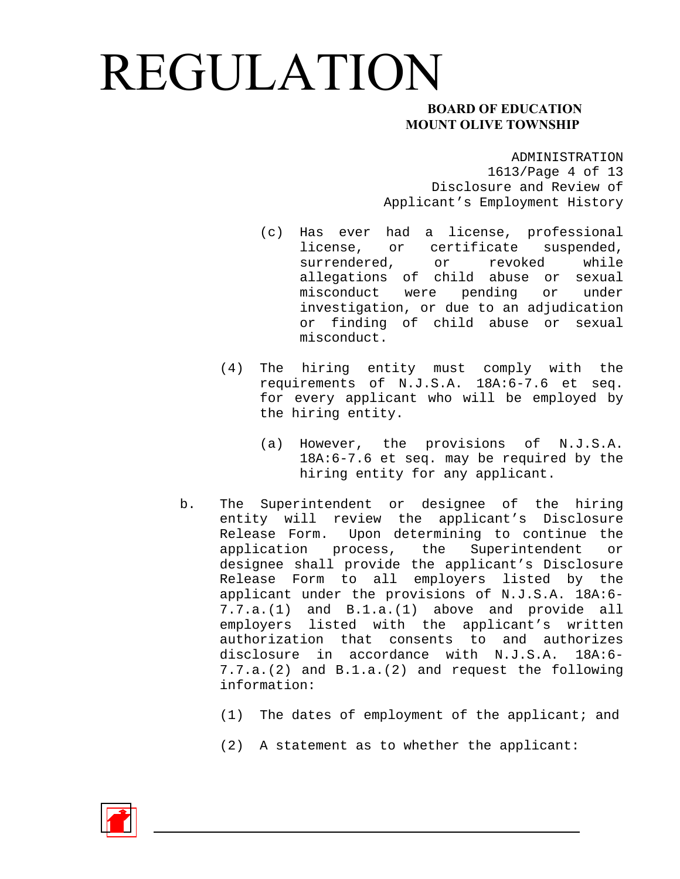(c) Has ever had a license, professional license, or certificate suspended, surrendered, or revoked while allegations of child abuse or sexual misconduct were pending or under investigation, or due to an adjudication or finding of child abuse or sexual misconduct.

(4) The hiring entity must comply with the requirements of N.J.S.A. 18A:6-7.6 et seq. for every applicant who will be employed by the hiring entity.

(a) However, the provisions of N.J.S.A. 18A:6-7.6 et seq. may be required by the hiring entity for any applicant.

b. The Superintendent or designee of the hiring entity will review the applicant's Disclosure Release Form. Upon determining to continue the application process, the Superintendent or designee shall provide the applicant's Disclosure Release Form to all employers listed by the applicant under the provisions of N.J.S.A. 18A:6-7.7.a.(1) and B.1.a.(1) above and provide all employers listed with the applicant's written authorization that consents to and authorizes disclosure in accordance with N.J.S.A. 18A:6-7.7.a.(2) and B.1.a.(2) and request the following information:

(1) The dates of employment of the applicant; and

(2) A statement as to whether the applicant: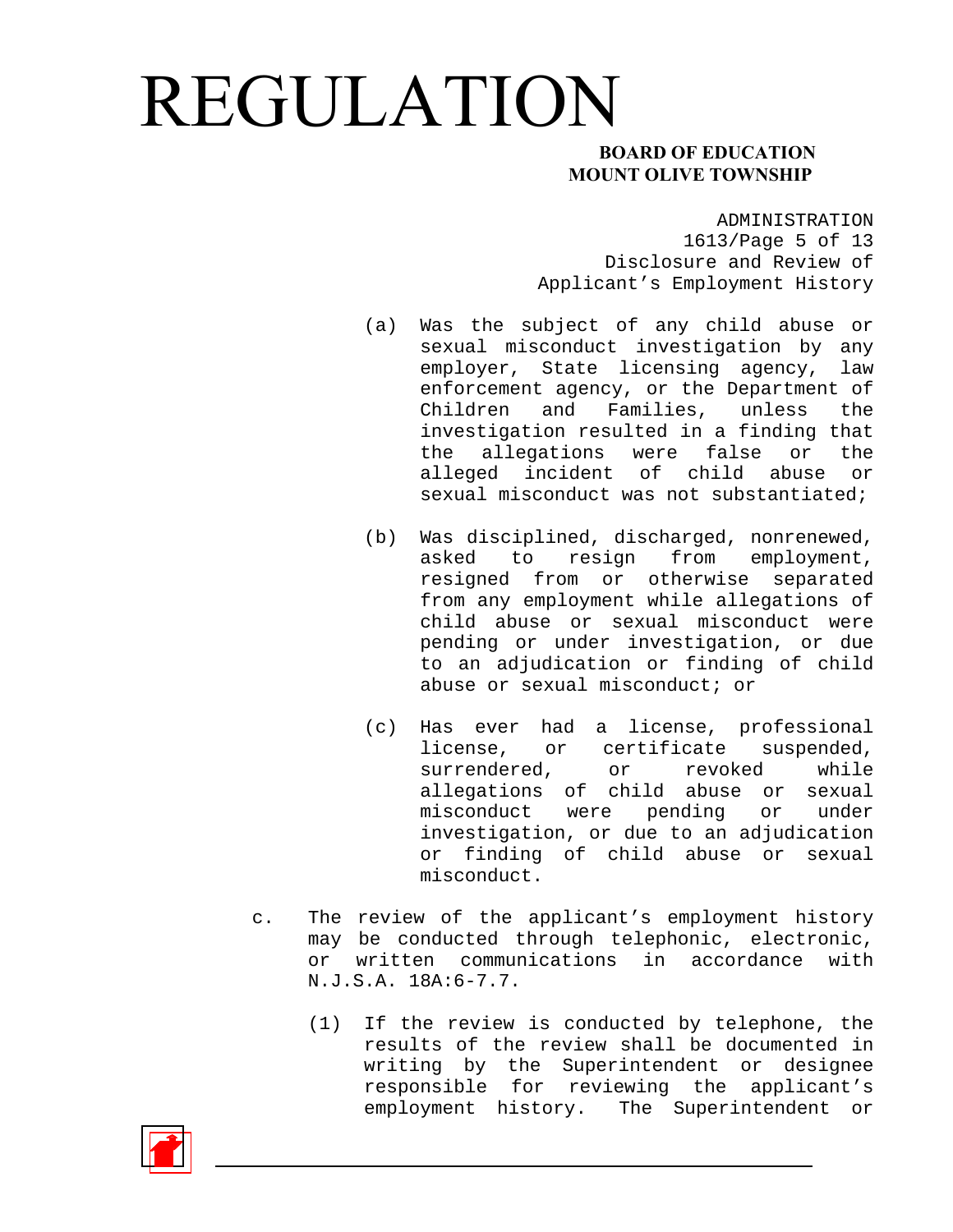(a) Was the subject of any child abuse or sexual misconduct investigation by any employer, State licensing agency, law enforcement agency, or the Department of Children and Families, unless the investigation resulted in a finding that the allegations were false or the alleged incident of child abuse or sexual misconduct was not substantiated;

(b) Was disciplined, discharged, nonrenewed, asked to resign from employment, resigned from or otherwise separated from any employment while allegations of child abuse or sexual misconduct were pending or under investigation, or due to an adjudication or finding of child abuse or sexual misconduct; or

(c) Has ever had a license, professional license, or certificate suspended, surrendered, or revoked while allegations of child abuse or sexual misconduct were pending or under investigation, or due to an adjudication or finding of child abuse or sexual misconduct.

c. The review of the applicant's employment history may be conducted through telephonic, electronic, or written communications in accordance with N.J.S.A. 18A:6-7.7.

(1) If the review is conducted by telephone, the results of the review shall be documented in writing by the Superintendent or designee responsible for reviewing the applicant's employment history. The Superintendent or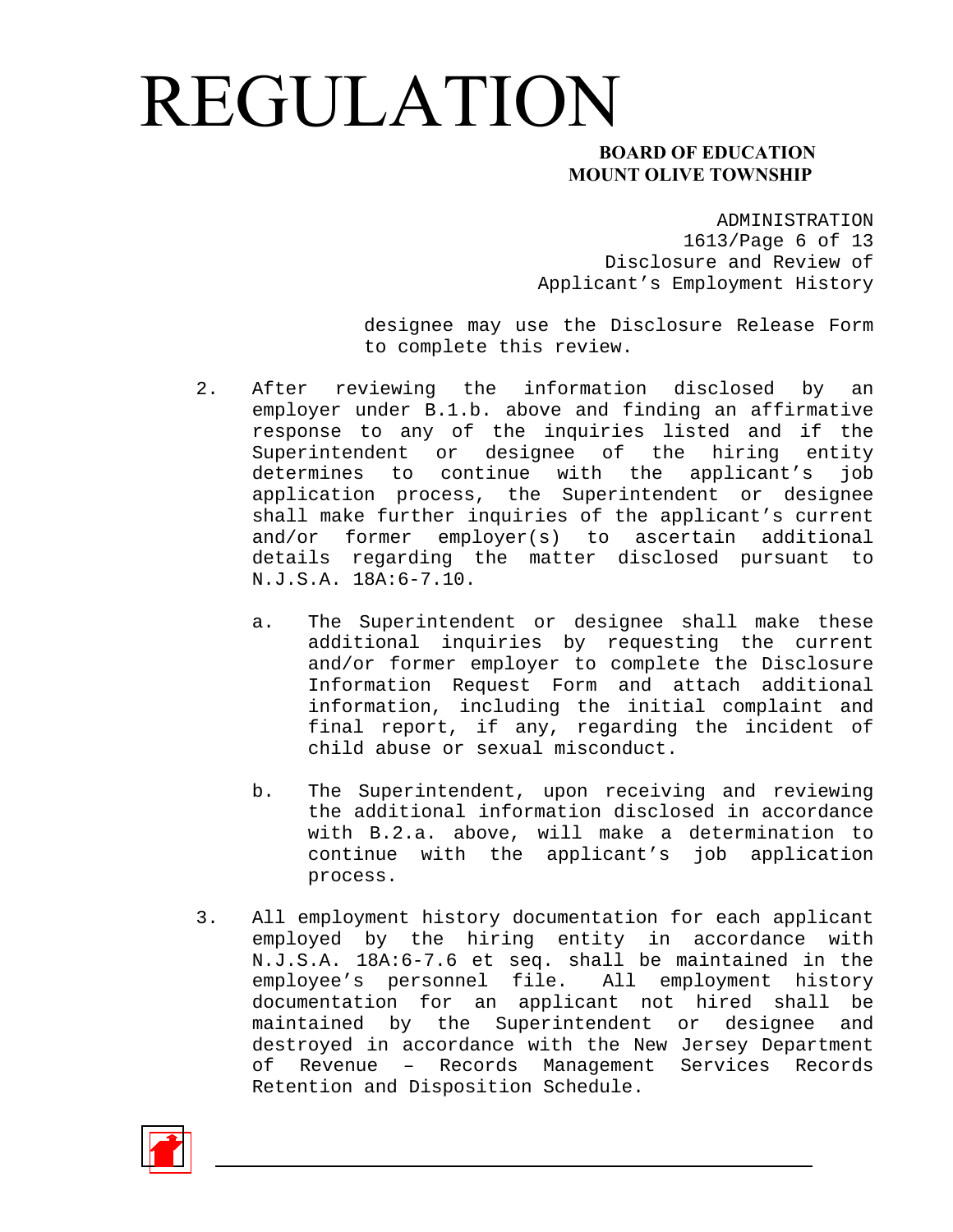designee may use the Disclosure Release Form to complete this review.

2. After reviewing the information disclosed by an employer under B.1.b. above and finding an affirmative response to any of the inquiries listed and if the Superintendent or designee of the hiring entity determines to continue with the applicant's job application process, the Superintendent or designee shall make further inquiries of the applicant's current and/or former employer(s) to ascertain additional details regarding the matter disclosed pursuant to N.J.S.A. 18A:6-7.10.

   a. The Superintendent or designee shall make these additional inquiries by requesting the current and/or former employer to complete the Disclosure Information Request Form and attach additional information, including the initial complaint and final report, if any, regarding the incident of child abuse or sexual misconduct.

   b. The Superintendent, upon receiving and reviewing the additional information disclosed in accordance with B.2.a. above, will make a determination to continue with the applicant's job application process.

3. All employment history documentation for each applicant employed by the hiring entity in accordance with N.J.S.A. 18A:6-7.6 et seq. shall be maintained in the employee's personnel file. All employment history documentation for an applicant not hired shall be maintained by the Superintendent or designee and destroyed in accordance with the New Jersey Department of Revenue – Records Management Services Records Retention and Disposition Schedule.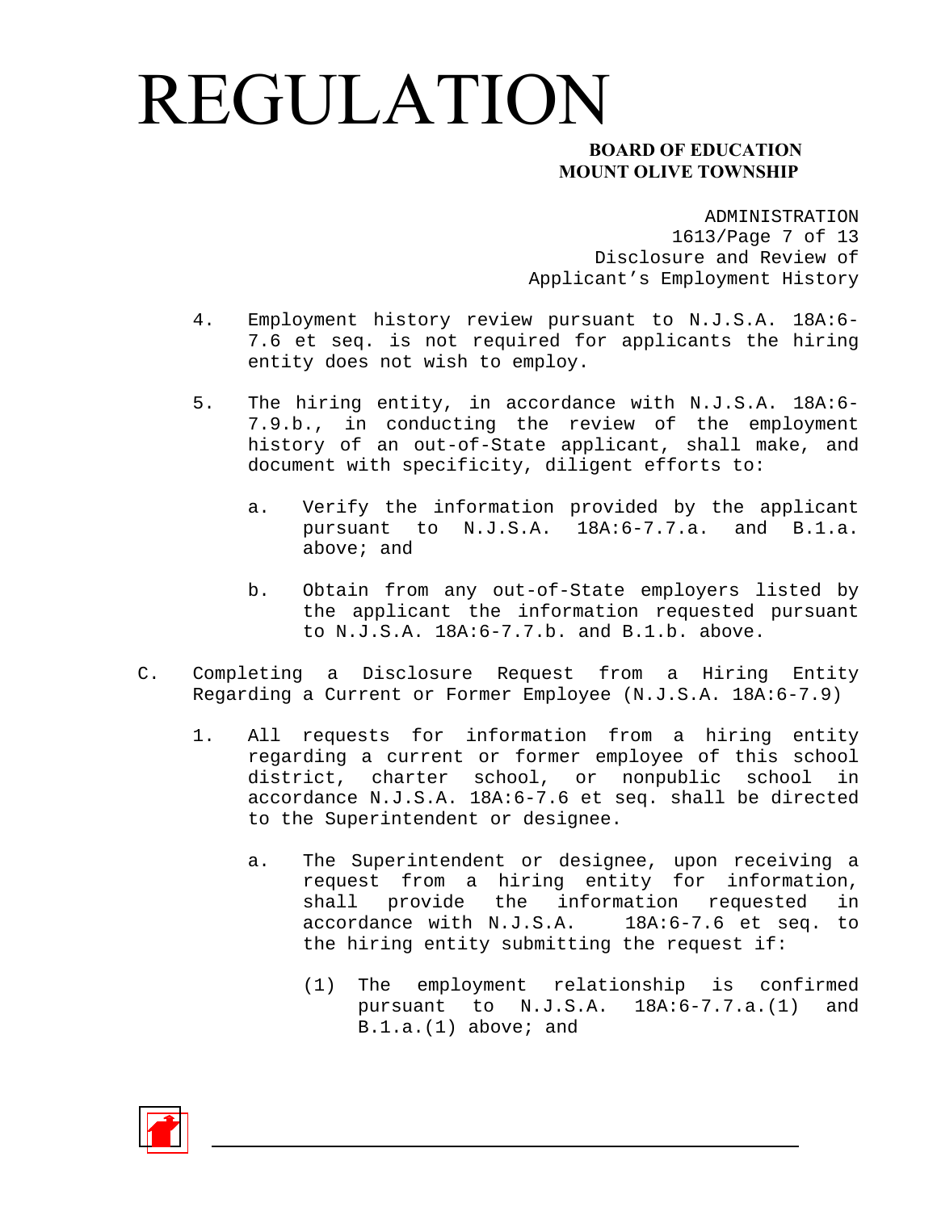4. Employment history review pursuant to N.J.S.A. 18A:6-7.6 et seq. is not required for applicants the hiring entity does not wish to employ.

5. The hiring entity, in accordance with N.J.S.A. 18A:6-7.9.b., in conducting the review of the employment history of an out-of-State applicant, shall make, and document with specificity, diligent efforts to:

   a. Verify the information provided by the applicant pursuant to N.J.S.A. 18A:6-7.7.a. and B.1.a. above; and

   b. Obtain from any out-of-State employers listed by the applicant the information requested pursuant to N.J.S.A. 18A:6-7.7.b. and B.1.b. above.

C. Completing a Disclosure Request from a Hiring Entity Regarding a Current or Former Employee (N.J.S.A. 18A:6-7.9)

1. All requests for information from a hiring entity regarding a current or former employee of this school district, charter school, or nonpublic school in accordance N.J.S.A. 18A:6-7.6 et seq. shall be directed to the Superintendent or designee.

   a. The Superintendent or designee, upon receiving a request from a hiring entity for information, shall provide the information requested in accordance with N.J.S.A. 18A:6-7.6 et seq. to the hiring entity submitting the request if:

      (1) The employment relationship is confirmed pursuant to N.J.S.A. 18A:6-7.7.a.(1) and B.1.a.(1) above; and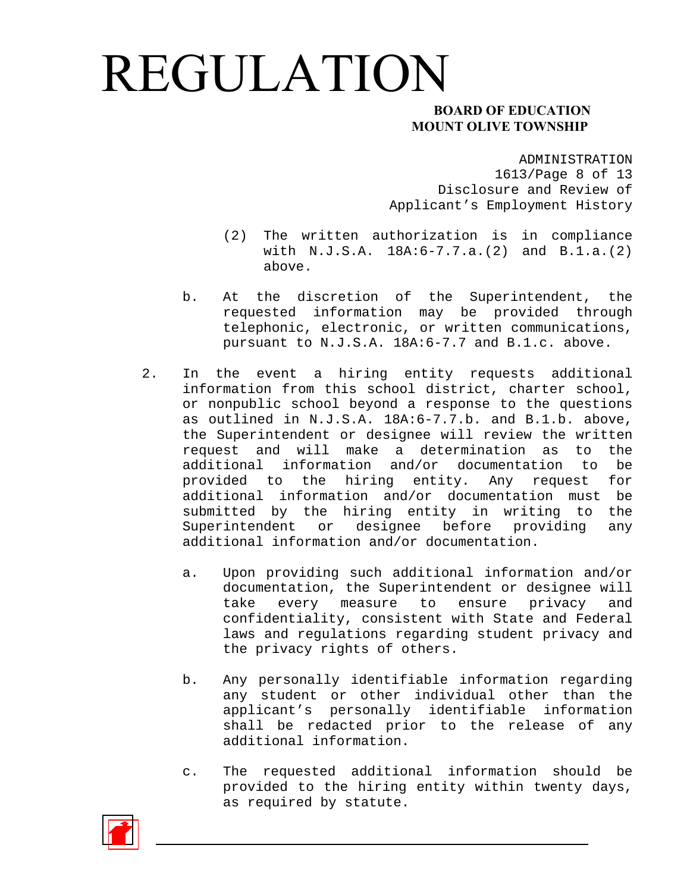(2) The written authorization is in compliance with N.J.S.A. 18A:6-7.7.a.(2) and B.1.a.(2) above.

b. At the discretion of the Superintendent, the requested information may be provided through telephonic, electronic, or written communications, pursuant to N.J.S.A. 18A:6-7.7 and B.1.c. above.

2. In the event a hiring entity requests additional information from this school district, charter school, or nonpublic school beyond a response to the questions as outlined in N.J.S.A. 18A:6-7.7.b. and B.1.b. above, the Superintendent or designee will review the written request and will make a determination as to the additional information and/or documentation to be provided to the hiring entity. Any request for additional information and/or documentation must be submitted by the hiring entity in writing to the Superintendent or designee before providing any additional information and/or documentation.

   a. Upon providing such additional information and/or documentation, the Superintendent or designee will take every measure to ensure privacy and confidentiality, consistent with State and Federal laws and regulations regarding student privacy and the privacy rights of others.

   b. Any personally identifiable information regarding any student or other individual other than the applicant's personally identifiable information shall be redacted prior to the release of any additional information.

   c. The requested additional information should be provided to the hiring entity within twenty days, as required by statute.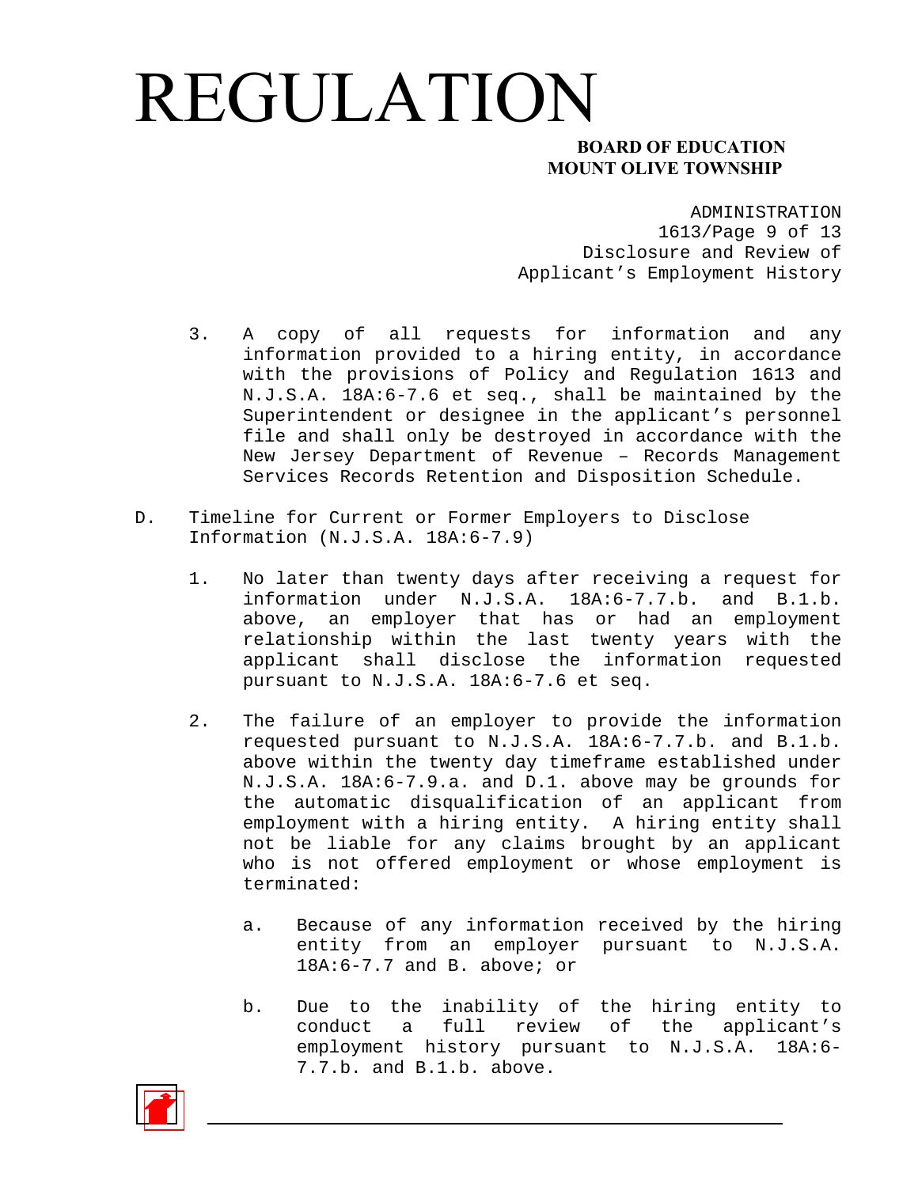3. A copy of all requests for information and any information provided to a hiring entity, in accordance with the provisions of Policy and Regulation 1613 and N.J.S.A. 18A:6-7.6 et seq., shall be maintained by the Superintendent or designee in the applicant's personnel file and shall only be destroyed in accordance with the New Jersey Department of Revenue – Records Management Services Records Retention and Disposition Schedule.

D. Timeline for Current or Former Employers to Disclose Information (N.J.S.A. 18A:6-7.9)

1. No later than twenty days after receiving a request for information under N.J.S.A. 18A:6-7.7.b. and B.1.b. above, an employer that has or had an employment relationship within the last twenty years with the applicant shall disclose the information requested pursuant to N.J.S.A. 18A:6-7.6 et seq.

2. The failure of an employer to provide the information requested pursuant to N.J.S.A. 18A:6-7.7.b. and B.1.b. above within the twenty day timeframe established under N.J.S.A. 18A:6-7.9.a. and D.1. above may be grounds for the automatic disqualification of an applicant from employment with a hiring entity. A hiring entity shall not be liable for any claims brought by an applicant who is not offered employment or whose employment is terminated:

   a. Because of any information received by the hiring entity from an employer pursuant to N.J.S.A. 18A:6-7.7 and B. above; or

   b. Due to the inability of the hiring entity to conduct a full review of the applicant's employment history pursuant to N.J.S.A. 18A:6-7.7.b. and B.1.b. above.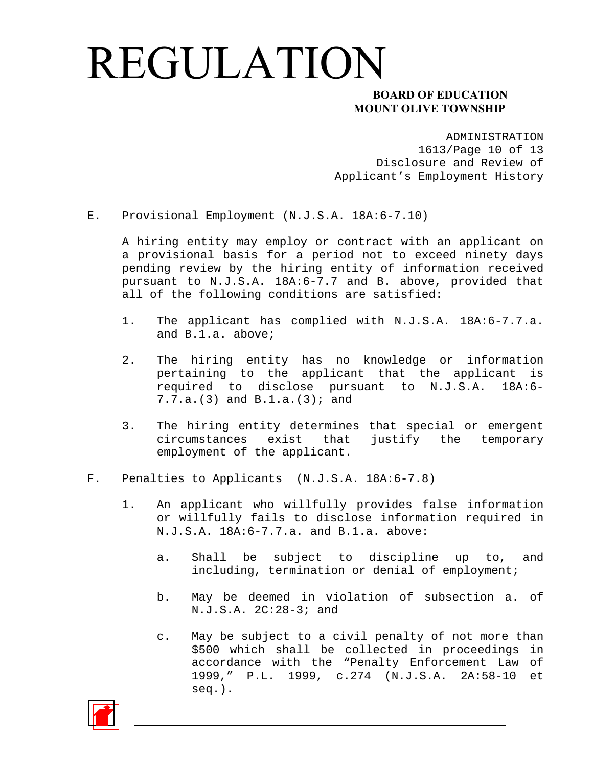E. Provisional Employment (N.J.S.A. 18A:6-7.10)

A hiring entity may employ or contract with an applicant on a provisional basis for a period not to exceed ninety days pending review by the hiring entity of information received pursuant to N.J.S.A. 18A:6-7.7 and B. above, provided that all of the following conditions are satisfied:

1. The applicant has complied with N.J.S.A. 18A:6-7.7.a. and B.1.a. above;

2. The hiring entity has no knowledge or information pertaining to the applicant that the applicant is required to disclose pursuant to N.J.S.A. 18A:6-7.7.a.(3) and B.1.a.(3); and

3. The hiring entity determines that special or emergent circumstances exist that justify the temporary employment of the applicant.

F. Penalties to Applicants (N.J.S.A. 18A:6-7.8)

1. An applicant who willfully provides false information or willfully fails to disclose information required in N.J.S.A. 18A:6-7.7.a. and B.1.a. above:

   a. Shall be subject to discipline up to, and including, termination or denial of employment;

   b. May be deemed in violation of subsection a. of N.J.S.A. 2C:28-3; and

   c. May be subject to a civil penalty of not more than $500 which shall be collected in proceedings in accordance with the "Penalty Enforcement Law of 1999," P.L. 1999, c.274 (N.J.S.A. 2A:58-10 et seq.).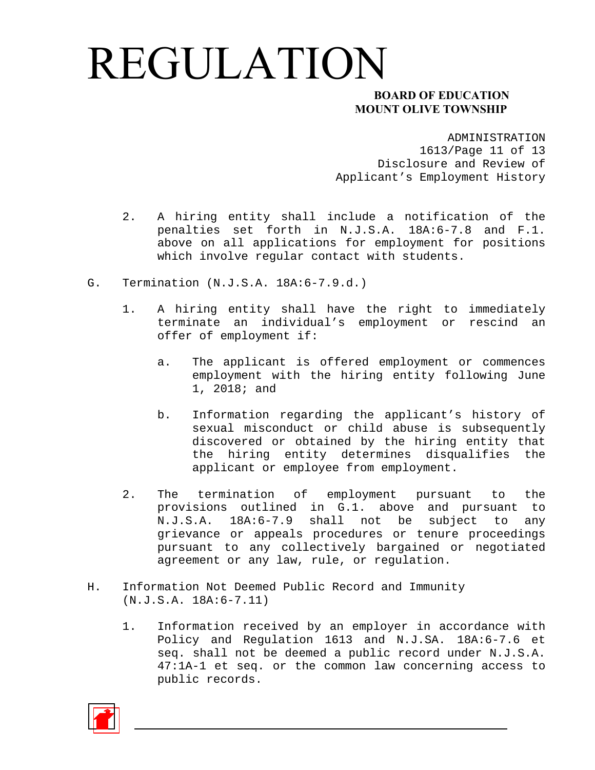2. A hiring entity shall include a notification of the penalties set forth in N.J.S.A. 18A:6-7.8 and F.1. above on all applications for employment for positions which involve regular contact with students.

G. Termination (N.J.S.A. 18A:6-7.9.d.)

1. A hiring entity shall have the right to immediately terminate an individual's employment or rescind an offer of employment if:

   a. The applicant is offered employment or commences employment with the hiring entity following June 1, 2018; and

   b. Information regarding the applicant's history of sexual misconduct or child abuse is subsequently discovered or obtained by the hiring entity that the hiring entity determines disqualifies the applicant or employee from employment.

2. The termination of employment pursuant to the provisions outlined in G.1. above and pursuant to N.J.S.A. 18A:6-7.9 shall not be subject to any grievance or appeals procedures or tenure proceedings pursuant to any collectively bargained or negotiated agreement or any law, rule, or regulation.

H. Information Not Deemed Public Record and Immunity (N.J.S.A. 18A:6-7.11)

1. Information received by an employer in accordance with Policy and Regulation 1613 and N.J.SA. 18A:6-7.6 et seq. shall not be deemed a public record under N.J.S.A. 47:1A-1 et seq. or the common law concerning access to public records.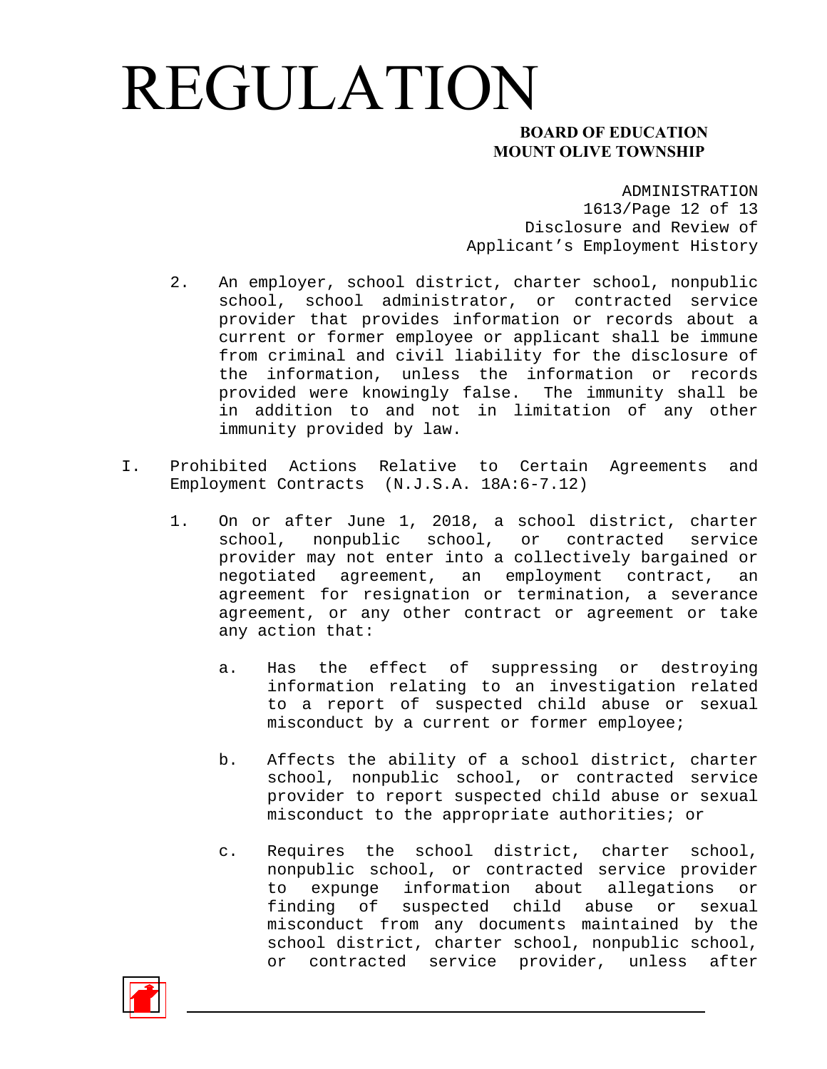2. An employer, school district, charter school, nonpublic school, school administrator, or contracted service provider that provides information or records about a current or former employee or applicant shall be immune from criminal and civil liability for the disclosure of the information, unless the information or records provided were knowingly false. The immunity shall be in addition to and not in limitation of any other immunity provided by law.

I. Prohibited Actions Relative to Certain Agreements and Employment Contracts (N.J.S.A. 18A:6-7.12)

1. On or after June 1, 2018, a school district, charter school, nonpublic school, or contracted service provider may not enter into a collectively bargained or negotiated agreement, an employment contract, an agreement for resignation or termination, a severance agreement, or any other contract or agreement or take any action that:

   a. Has the effect of suppressing or destroying information relating to an investigation related to a report of suspected child abuse or sexual misconduct by a current or former employee;

   b. Affects the ability of a school district, charter school, nonpublic school, or contracted service provider to report suspected child abuse or sexual misconduct to the appropriate authorities; or

   c. Requires the school district, charter school, nonpublic school, or contracted service provider to expunge information about allegations or finding of suspected child abuse or sexual misconduct from any documents maintained by the school district, charter school, nonpublic school, or contracted service provider, unless after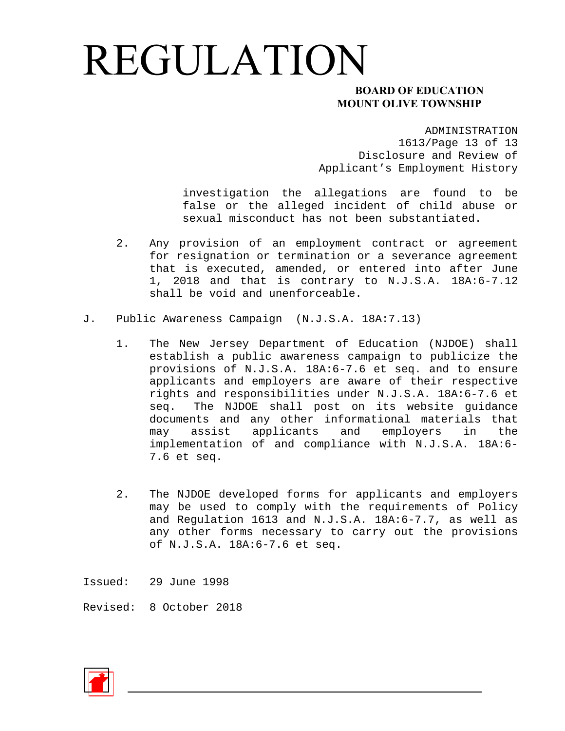investigation the allegations are found to be false or the alleged incident of child abuse or sexual misconduct has not been substantiated.

2. Any provision of an employment contract or agreement for resignation or termination or a severance agreement that is executed, amended, or entered into after June 1, 2018 and that is contrary to N.J.S.A. 18A:6-7.12 shall be void and unenforceable.

J. Public Awareness Campaign (N.J.S.A. 18A:7.13)

1. The New Jersey Department of Education (NJDOE) shall establish a public awareness campaign to publicize the provisions of N.J.S.A. 18A:6-7.6 et seq. and to ensure applicants and employers are aware of their respective rights and responsibilities under N.J.S.A. 18A:6-7.6 et seq. The NJDOE shall post on its website guidance documents and any other informational materials that may assist applicants and employers in the implementation of and compliance with N.J.S.A. 18A:6-7.6 et seq.

2. The NJDOE developed forms for applicants and employers may be used to comply with the requirements of Policy and Regulation 1613 and N.J.S.A. 18A:6-7.7, as well as any other forms necessary to carry out the provisions of N.J.S.A. 18A:6-7.6 et seq.

Issued: 29 June 1998

Revised: 8 October 2018